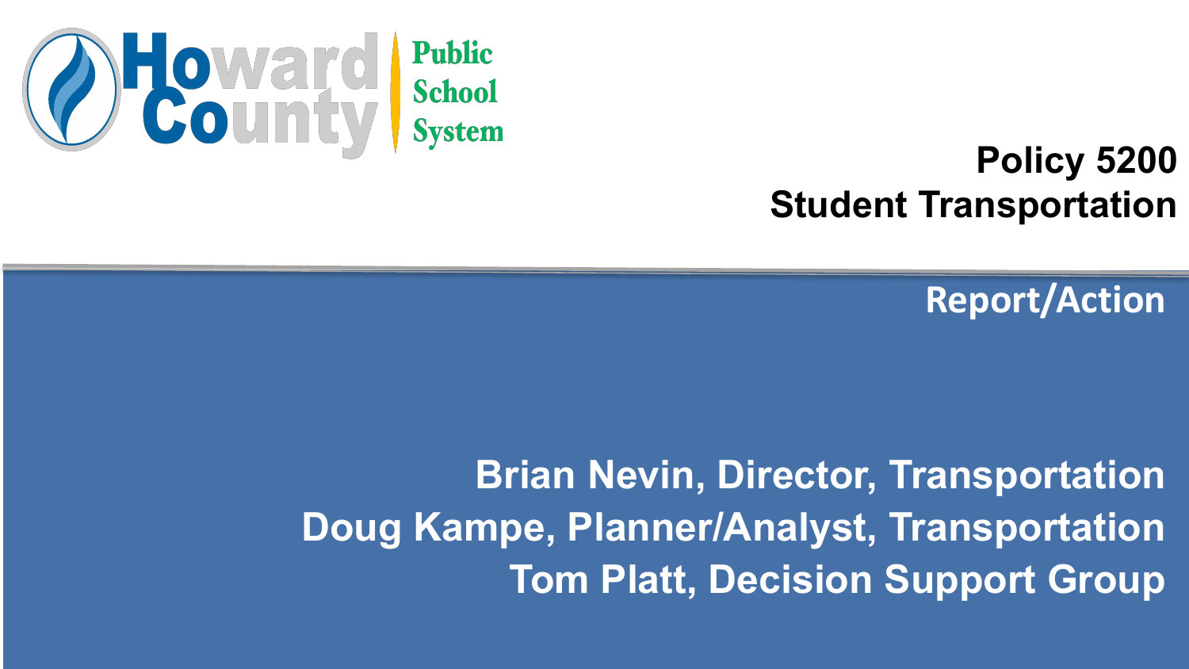Howard County Public School System

# Policy 5200
# Student Transportation

## Report/Action

**Brian Nevin, Director, Transportation**
**Doug Kampe, Planner/Analyst, Transportation**
**Tom Platt, Decision Support Group**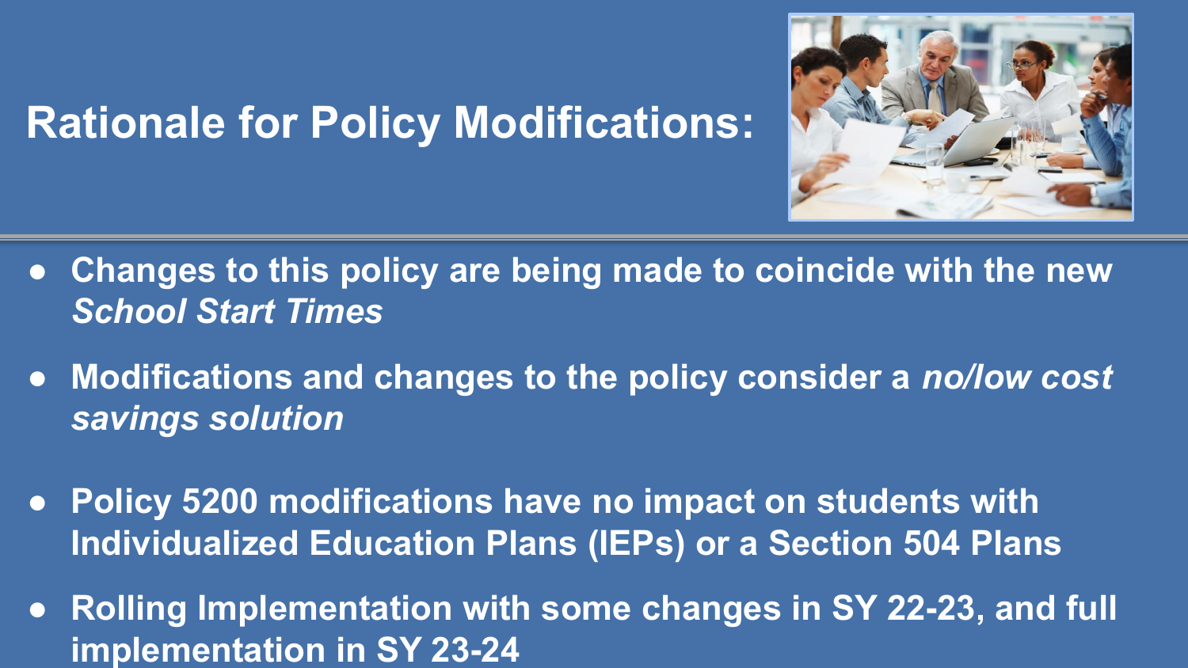# Rationale for Policy Modifications:

- **Changes to this policy are being made to coincide with the new *School Start Times***
- **Modifications and changes to the policy consider a *no/low cost savings solution***
- **Policy 5200 modifications have no impact on students with Individualized Education Plans (IEPs) or a Section 504 Plans**
- **Rolling Implementation with some changes in SY 22-23, and full implementation in SY 23-24**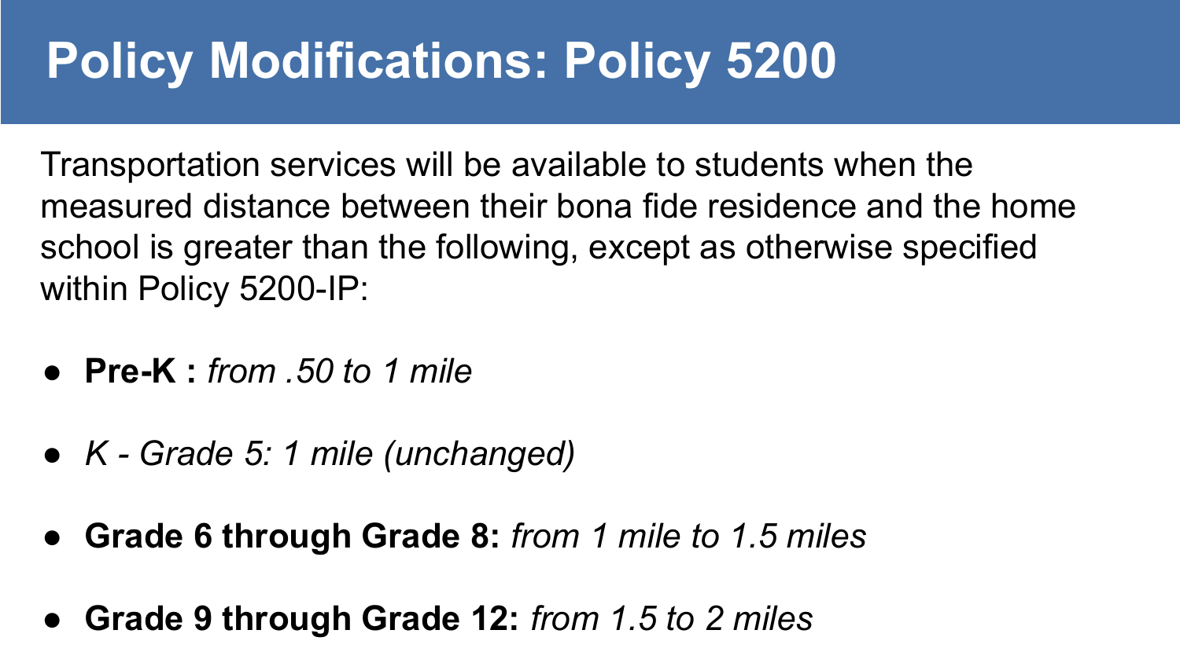# Policy Modifications: Policy 5200

Transportation services will be available to students when the measured distance between their bona fide residence and the home school is greater than the following, except as otherwise specified within Policy 5200-IP:

- **Pre-K :** *from .50 to 1 mile*
- *K - Grade 5: 1 mile (unchanged)*
- **Grade 6 through Grade 8:** *from 1 mile to 1.5 miles*
- **Grade 9 through Grade 12:** *from 1.5 to 2 miles*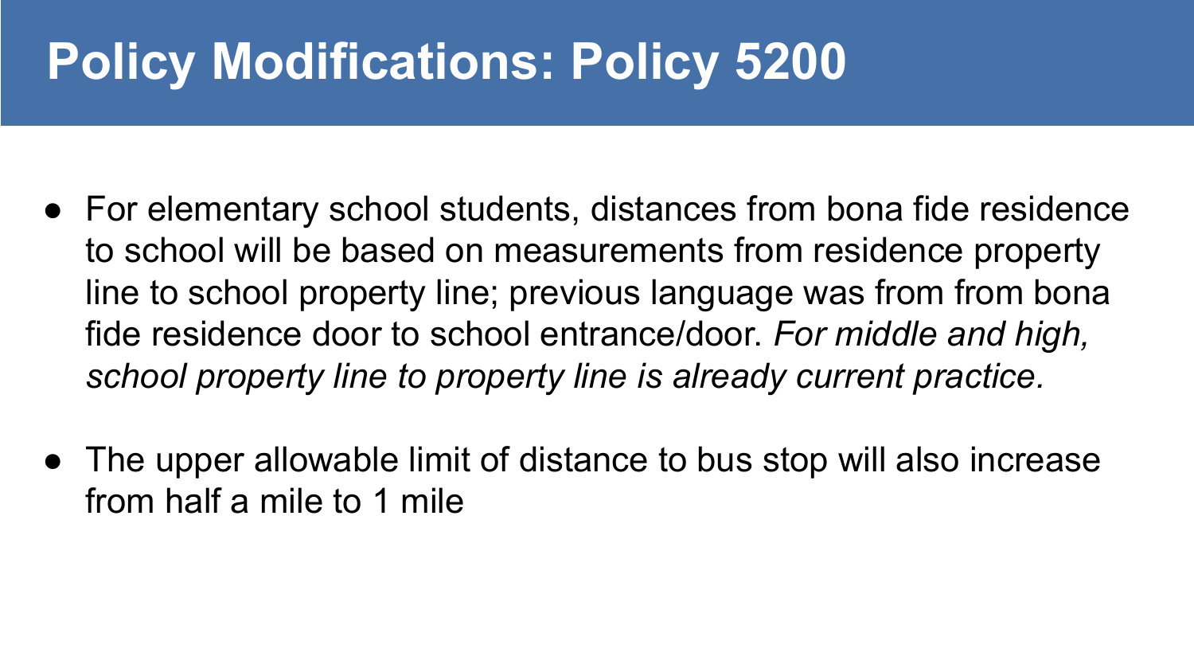# Policy Modifications: Policy 5200

- For elementary school students, distances from bona fide residence to school will be based on measurements from residence property line to school property line; previous language was from from bona fide residence door to school entrance/door. *For middle and high, school property line to property line is already current practice.*

- The upper allowable limit of distance to bus stop will also increase from half a mile to 1 mile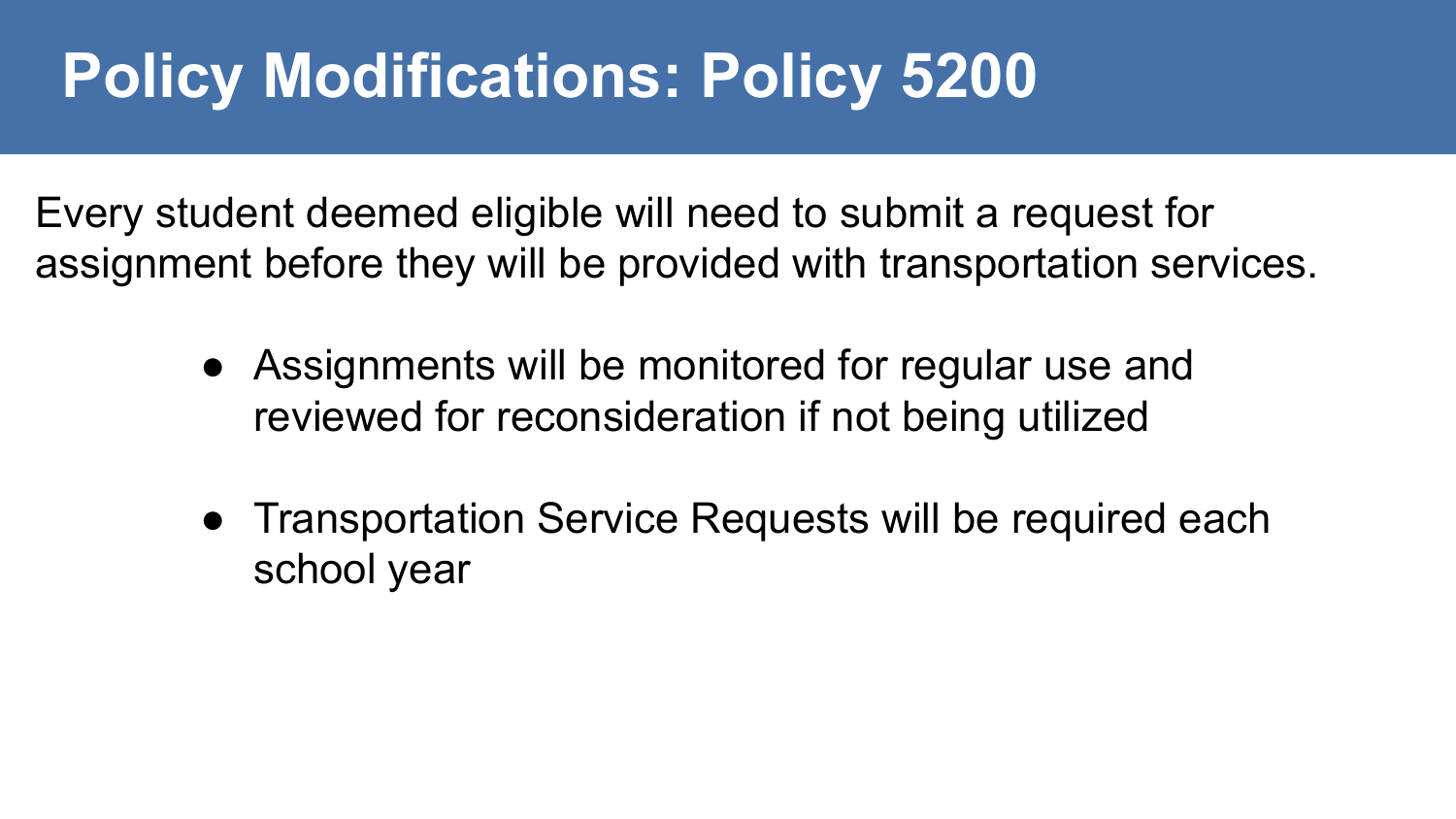# Policy Modifications: Policy 5200

Every student deemed eligible will need to submit a request for assignment before they will be provided with transportation services.

- Assignments will be monitored for regular use and reviewed for reconsideration if not being utilized
- Transportation Service Requests will be required each school year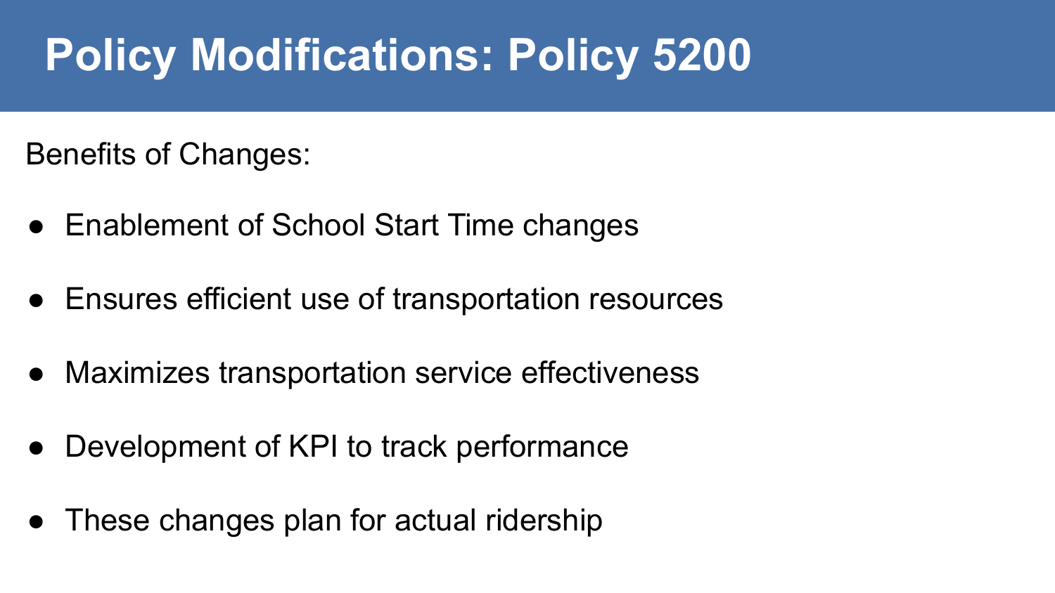# Policy Modifications: Policy 5200

Benefits of Changes:

- Enablement of School Start Time changes
- Ensures efficient use of transportation resources
- Maximizes transportation service effectiveness
- Development of KPI to track performance
- These changes plan for actual ridership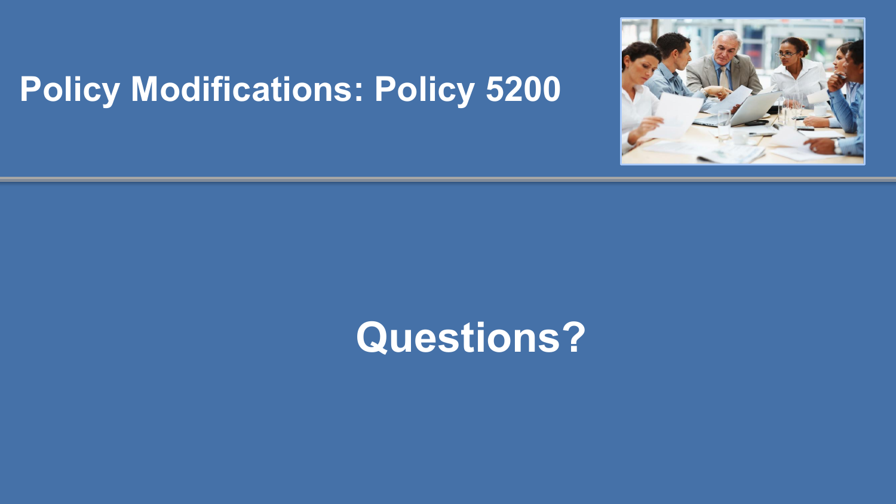# Policy Modifications: Policy 5200

## Questions?